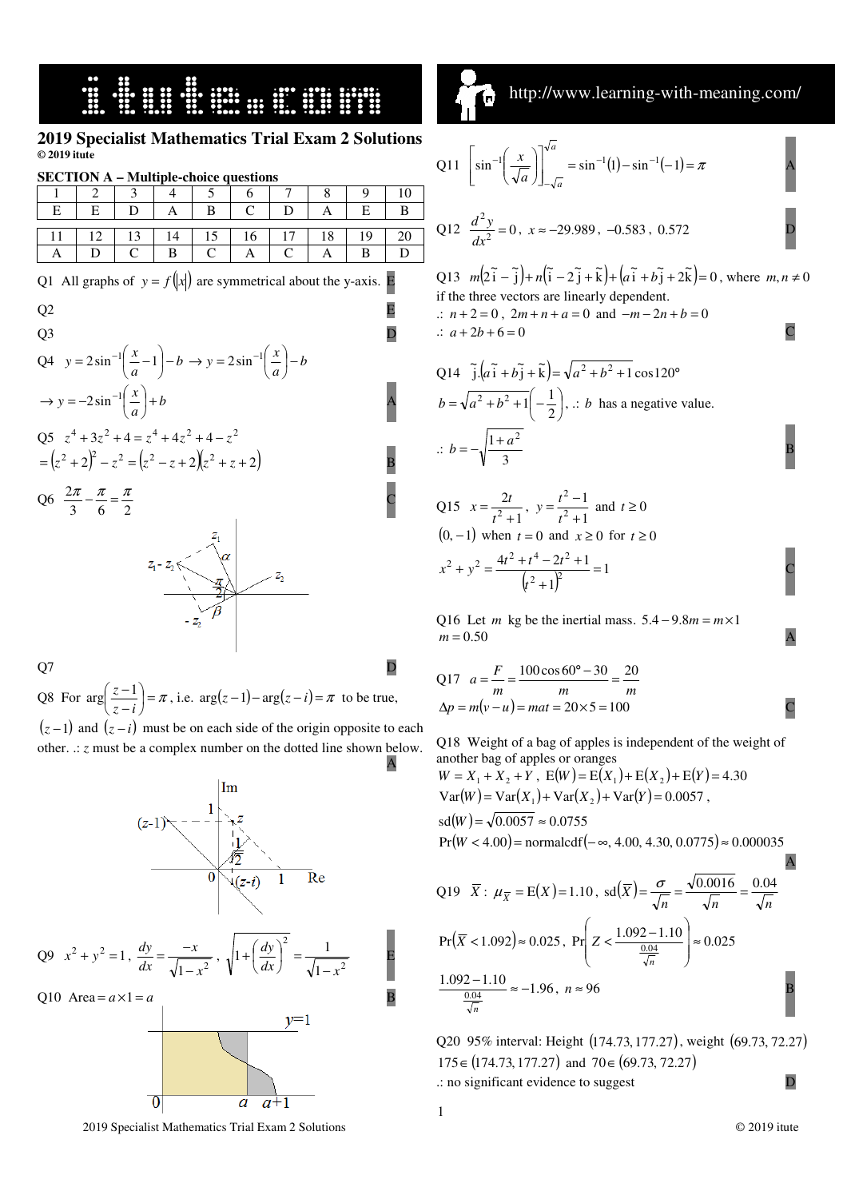# 2019 Specialist Mathematics Trial Exam 2 Solutions

© 2019 itute

## SECTION A – Multiple-choice questions

| 1 | 2 | 3 | 4 | 5 | 6 | 7 | 8 | 9 | 10 |
|---|---|---|---|---|---|---|---|---|---|
| E | E | D | A | B | C | D | A | E | B |

| 11 | 12 | 13 | 14 | 15 | 16 | 17 | 18 | 19 | 20 |
|---|---|---|---|---|---|---|---|---|---|
| A | D | C | B | C | A | C | A | B | D |

Q1 All graphs of $y = f(|x|)$ are symmetrical about the y-axis. **E**

Q2 **E**

Q3 **D**

Q4 $y = 2\sin^{-1}\left(\frac{x}{a} - 1\right) - b \rightarrow y = 2\sin^{-1}\left(\frac{x}{a}\right) - b$

$\rightarrow y = -2\sin^{-1}\left(\frac{x}{a}\right) + b$ **A**

Q5 $z^4 + 3z^2 + 4 = z^4 + 4z^2 + 4 - z^2$

$= (z^2 + 2)^2 - z^2 = (z^2 - z + 2)(z^2 + z + 2)$ **B**

Q6 $\frac{2\pi}{3} - \frac{\pi}{6} = \frac{\pi}{2}$ **C**

Q7 **D**

Q8 For $\arg\left(\frac{z-1}{z-i}\right) = \pi$, i.e. $\arg(z-1) - \arg(z-i) = \pi$ to be true, $(z-1)$ and $(z-i)$ must be on each side of the origin opposite to each other. .: $z$ must be a complex number on the dotted line shown below. **A**

Q9 $x^2 + y^2 = 1$, $\frac{dy}{dx} = \frac{-x}{\sqrt{1-x^2}}$, $\sqrt{1 + \left(\frac{dy}{dx}\right)^2} = \frac{1}{\sqrt{1-x^2}}$ **E**

Q10 Area $= a \times 1 = a$ **B**

Q11 $\left[\sin^{-1}\left(\frac{x}{\sqrt{a}}\right)\right]_{-\sqrt{a}}^{\sqrt{a}} = \sin^{-1}(1) - \sin^{-1}(-1) = \pi$ **A**

Q12 $\frac{d^2y}{dx^2} = 0$, $x \approx -29.989$, $-0.583$, $0.572$ **D**

Q13 $m(2\tilde{i} - \tilde{j}) + n(\tilde{i} - 2\tilde{j} + \tilde{k}) + (a\tilde{i} + b\tilde{j} + 2\tilde{k}) = 0$, where $m, n \neq 0$ if the three vectors are linearly dependent.

.: $n + 2 = 0$, $2m + n + a = 0$ and $-m - 2n + b = 0$

.: $a + 2b + 6 = 0$ **C**

Q14 $\tilde{j}.(a\tilde{i} + b\tilde{j} + \tilde{k}) = \sqrt{a^2 + b^2 + 1}\cos 120°$

$b = \sqrt{a^2 + b^2 + 1}\left(-\frac{1}{2}\right)$, .: $b$ has a negative value.

.: $b = -\sqrt{\frac{1+a^2}{3}}$ **B**

Q15 $x = \frac{2t}{t^2 + 1}$, $y = \frac{t^2 - 1}{t^2 + 1}$ and $t \geq 0$

$(0, -1)$ when $t = 0$ and $x \geq 0$ for $t \geq 0$

$x^2 + y^2 = \frac{4t^2 + t^4 - 2t^2 + 1}{(t^2 + 1)^2} = 1$ **C**

Q16 Let $m$ kg be the inertial mass. $5.4 - 9.8m = m \times 1$

$m = 0.50$ **A**

Q17 $a = \frac{F}{m} = \frac{100\cos 60° - 30}{m} = \frac{20}{m}$

$\Delta p = m(v - u) = mat = 20 \times 5 = 100$ **C**

Q18 Weight of a bag of apples is independent of the weight of another bag of apples or oranges

$W = X_1 + X_2 + Y$, $\mathrm{E}(W) = \mathrm{E}(X_1) + \mathrm{E}(X_2) + \mathrm{E}(Y) = 4.30$

$\mathrm{Var}(W) = \mathrm{Var}(X_1) + \mathrm{Var}(X_2) + \mathrm{Var}(Y) = 0.0057$,

$\mathrm{sd}(W) = \sqrt{0.0057} \approx 0.0755$

$\Pr(W < 4.00) = \mathrm{normalcdf}(-\infty, 4.00, 4.30, 0.0775) \approx 0.000035$ **A**

Q19 $\overline{X}$: $\mu_{\overline{X}} = \mathrm{E}(X) = 1.10$, $\mathrm{sd}(\overline{X}) = \frac{\sigma}{\sqrt{n}} = \frac{\sqrt{0.0016}}{\sqrt{n}} = \frac{0.04}{\sqrt{n}}$

$\Pr(\overline{X} < 1.092) \approx 0.025$, $\Pr\left(Z < \frac{1.092 - 1.10}{\frac{0.04}{\sqrt{n}}}\right) \approx 0.025$

$\frac{1.092 - 1.10}{\frac{0.04}{\sqrt{n}}} \approx -1.96$, $n \approx 96$ **B**

Q20 95% interval: Height $(174.73, 177.27)$, weight $(69.73, 72.27)$

$175 \in (174.73, 177.27)$ and $70 \in (69.73, 72.27)$

.: no significant evidence to suggest **D**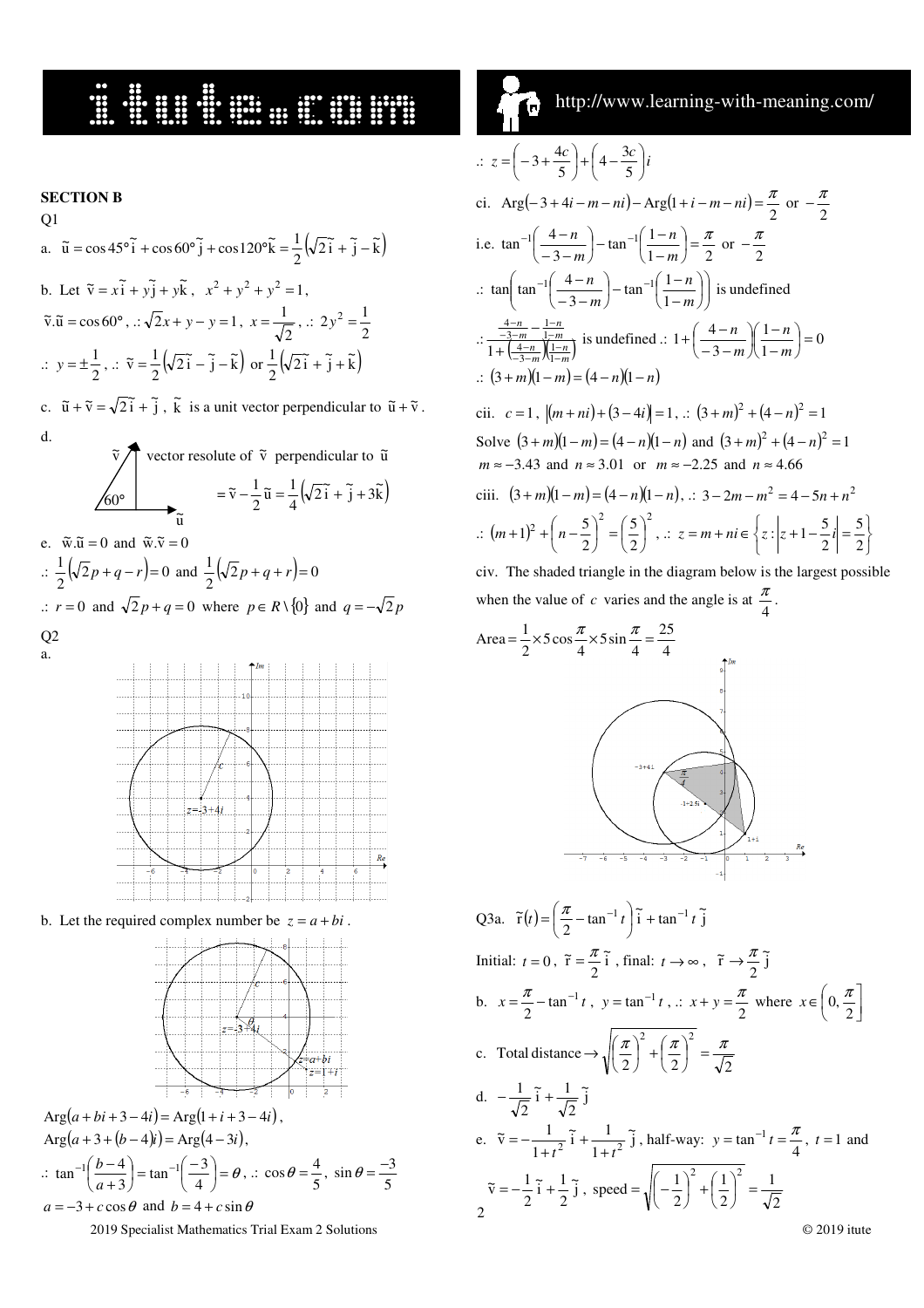## SECTION B

Q1

a. $\tilde{u} = \cos 45°\tilde{i} + \cos 60°\tilde{j} + \cos 120°\tilde{k} = \frac{1}{2}\left(\sqrt{2}\tilde{i} + \tilde{j} - \tilde{k}\right)$

b. Let $\tilde{v} = x\tilde{i} + y\tilde{j} + y\tilde{k}$, $x^2 + y^2 + y^2 = 1$,

$\tilde{v}.\tilde{u} = \cos 60°$, .: $\sqrt{2}x + y - y = 1$, $x = \frac{1}{\sqrt{2}}$, .: $2y^2 = \frac{1}{2}$

.: $y = \pm\frac{1}{2}$, .: $\tilde{v} = \frac{1}{2}\left(\sqrt{2}\tilde{i} - \tilde{j} - \tilde{k}\right)$ or $\frac{1}{2}\left(\sqrt{2}\tilde{i} + \tilde{j} + \tilde{k}\right)$

c. $\tilde{u} + \tilde{v} = \sqrt{2}\tilde{i} + \tilde{j}$, $\tilde{k}$ is a unit vector perpendicular to $\tilde{u} + \tilde{v}$.

d. vector resolute of $\tilde{v}$ perpendicular to $\tilde{u}$

$= \tilde{v} - \frac{1}{2}\tilde{u} = \frac{1}{4}\left(\sqrt{2}\tilde{i} + \tilde{j} + 3\tilde{k}\right)$

e. $\tilde{w}.\tilde{u} = 0$ and $\tilde{w}.\tilde{v} = 0$

.: $\frac{1}{2}\left(\sqrt{2}p + q - r\right) = 0$ and $\frac{1}{2}\left(\sqrt{2}p + q + r\right) = 0$

.: $r = 0$ and $\sqrt{2}p + q = 0$ where $p \in R \setminus \{0\}$ and $q = -\sqrt{2}p$

Q2

a.

b. Let the required complex number be $z = a + bi$.

$\text{Arg}(a + bi + 3 - 4i) = \text{Arg}(1 + i + 3 - 4i)$,

$\text{Arg}(a + 3 + (b - 4)i) = \text{Arg}(4 - 3i)$,

.: $\tan^{-1}\left(\frac{b-4}{a+3}\right) = \tan^{-1}\left(\frac{-3}{4}\right) = \theta$, .: $\cos\theta = \frac{4}{5}$, $\sin\theta = \frac{-3}{5}$

$a = -3 + c\cos\theta$ and $b = 4 + c\sin\theta$

.: $z = \left(-3 + \frac{4c}{5}\right) + \left(4 - \frac{3c}{5}\right)i$

ci. $\text{Arg}(-3 + 4i - m - ni) - \text{Arg}(1 + i - m - ni) = \frac{\pi}{2}$ or $-\frac{\pi}{2}$

i.e. $\tan^{-1}\left(\frac{4-n}{-3-m}\right) - \tan^{-1}\left(\frac{1-n}{1-m}\right) = \frac{\pi}{2}$ or $-\frac{\pi}{2}$

.: $\tan\left(\tan^{-1}\left(\frac{4-n}{-3-m}\right) - \tan^{-1}\left(\frac{1-n}{1-m}\right)\right)$ is undefined

.: $\dfrac{\frac{4-n}{-3-m} - \frac{1-n}{1-m}}{1 + \left(\frac{4-n}{-3-m}\right)\left(\frac{1-n}{1-m}\right)}$ is undefined .: $1 + \left(\frac{4-n}{-3-m}\right)\left(\frac{1-n}{1-m}\right) = 0$

.: $(3 + m)(1 - m) = (4 - n)(1 - n)$

cii. $c = 1$, $|(m + ni) + (3 - 4i)| = 1$, .: $(3 + m)^2 + (4 - n)^2 = 1$

Solve $(3 + m)(1 - m) = (4 - n)(1 - n)$ and $(3 + m)^2 + (4 - n)^2 = 1$

$m \approx -3.43$ and $n \approx 3.01$ or $m \approx -2.25$ and $n \approx 4.66$

ciii. $(3 + m)(1 - m) = (4 - n)(1 - n)$, .: $3 - 2m - m^2 = 4 - 5n + n^2$

.: $(m + 1)^2 + \left(n - \frac{5}{2}\right)^2 = \left(\frac{5}{2}\right)^2$, .: $z = m + ni \in \left\{z : \left|z + 1 - \frac{5}{2}i\right| = \frac{5}{2}\right\}$

civ. The shaded triangle in the diagram below is the largest possible when the value of $c$ varies and the angle is at $\frac{\pi}{4}$.

$\text{Area} = \frac{1}{2} \times 5\cos\frac{\pi}{4} \times 5\sin\frac{\pi}{4} = \frac{25}{4}$

Q3a. $\tilde{r}(t) = \left(\frac{\pi}{2} - \tan^{-1} t\right)\tilde{i} + \tan^{-1} t\,\tilde{j}$

Initial: $t = 0$, $\tilde{r} = \frac{\pi}{2}\tilde{i}$, final: $t \to \infty$, $\tilde{r} \to \frac{\pi}{2}\tilde{j}$

b. $x = \frac{\pi}{2} - \tan^{-1} t$, $y = \tan^{-1} t$, .: $x + y = \frac{\pi}{2}$ where $x \in \left(0, \frac{\pi}{2}\right]$

c. Total distance $\to \sqrt{\left(\frac{\pi}{2}\right)^2 + \left(\frac{\pi}{2}\right)^2} = \frac{\pi}{\sqrt{2}}$

d. $-\frac{1}{\sqrt{2}}\tilde{i} + \frac{1}{\sqrt{2}}\tilde{j}$

e. $\tilde{v} = -\frac{1}{1+t^2}\tilde{i} + \frac{1}{1+t^2}\tilde{j}$, half-way: $y = \tan^{-1} t = \frac{\pi}{4}$, $t = 1$ and

$\tilde{v} = -\frac{1}{2}\tilde{i} + \frac{1}{2}\tilde{j}$, speed $= \sqrt{\left(-\frac{1}{2}\right)^2 + \left(\frac{1}{2}\right)^2} = \frac{1}{\sqrt{2}}$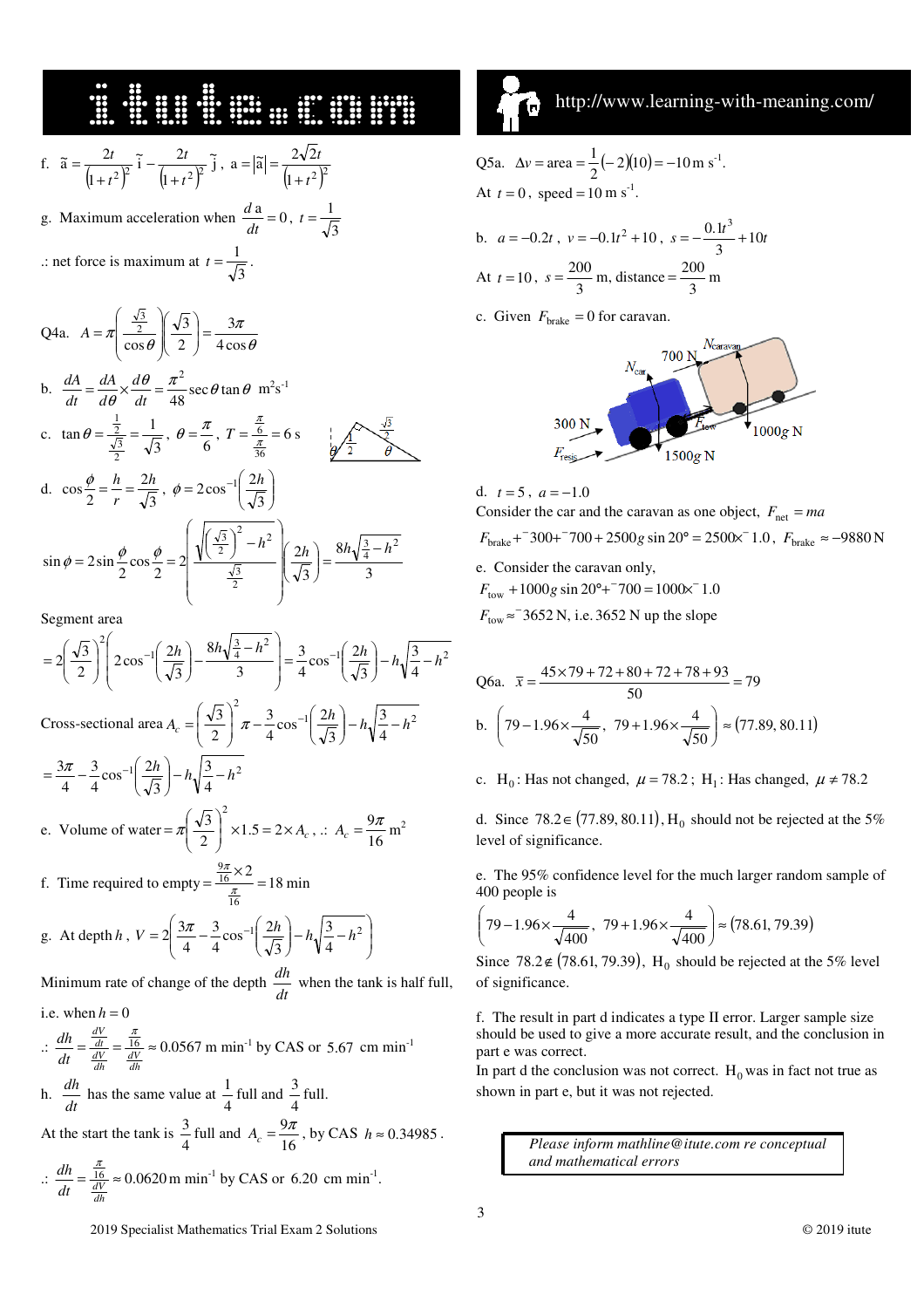f. $\tilde{a} = \frac{2t}{(1+t^2)^2}\tilde{i} - \frac{2t}{(1+t^2)^2}\tilde{j}$, $a = |\tilde{a}| = \frac{2\sqrt{2}t}{(1+t^2)^2}$

g. Maximum acceleration when $\frac{d\,a}{dt} = 0$, $t = \frac{1}{\sqrt{3}}$

.: net force is maximum at $t = \frac{1}{\sqrt{3}}$.

Q4a. $A = \pi\left(\frac{\frac{\sqrt{3}}{2}}{\cos\theta}\right)\left(\frac{\sqrt{3}}{2}\right) = \frac{3\pi}{4\cos\theta}$

b. $\frac{dA}{dt} = \frac{dA}{d\theta} \times \frac{d\theta}{dt} = \frac{\pi^2}{48}\sec\theta\tan\theta$ m$^2$s$^{-1}$

c. $\tan\theta = \frac{\frac{1}{2}}{\frac{\sqrt{3}}{2}} = \frac{1}{\sqrt{3}}$, $\theta = \frac{\pi}{6}$, $T = \frac{\frac{\pi}{6}}{\frac{\pi}{36}} = 6$ s

d. $\cos\frac{\phi}{2} = \frac{h}{r} = \frac{2h}{\sqrt{3}}$, $\phi = 2\cos^{-1}\left(\frac{2h}{\sqrt{3}}\right)$

$\sin\phi = 2\sin\frac{\phi}{2}\cos\frac{\phi}{2} = 2\left(\frac{\sqrt{\left(\frac{\sqrt{3}}{2}\right)^2 - h^2}}{\frac{\sqrt{3}}{2}}\right)\left(\frac{2h}{\sqrt{3}}\right) = \frac{8h\sqrt{\frac{3}{4} - h^2}}{3}$

Segment area

$= 2\left(\frac{\sqrt{3}}{2}\right)^2\left(2\cos^{-1}\left(\frac{2h}{\sqrt{3}}\right) - \frac{8h\sqrt{\frac{3}{4}-h^2}}{3}\right) = \frac{3}{4}\cos^{-1}\left(\frac{2h}{\sqrt{3}}\right) - h\sqrt{\frac{3}{4} - h^2}$

Cross-sectional area $A_c = \left(\frac{\sqrt{3}}{2}\right)^2\pi - \frac{3}{4}\cos^{-1}\left(\frac{2h}{\sqrt{3}}\right) - h\sqrt{\frac{3}{4} - h^2}$

$= \frac{3\pi}{4} - \frac{3}{4}\cos^{-1}\left(\frac{2h}{\sqrt{3}}\right) - h\sqrt{\frac{3}{4} - h^2}$

e. Volume of water $= \pi\left(\frac{\sqrt{3}}{2}\right)^2 \times 1.5 = 2 \times A_c$, .: $A_c = \frac{9\pi}{16}$ m$^2$

f. Time required to empty $= \frac{\frac{9\pi}{16} \times 2}{\frac{\pi}{16}} = 18$ min

g. At depth $h$, $V = 2\left(\frac{3\pi}{4} - \frac{3}{4}\cos^{-1}\left(\frac{2h}{\sqrt{3}}\right) - h\sqrt{\frac{3}{4} - h^2}\right)$

Minimum rate of change of the depth $\frac{dh}{dt}$ when the tank is half full, i.e. when $h = 0$

.: $\frac{dh}{dt} = \frac{\frac{dV}{dt}}{\frac{dV}{dh}} = \frac{\frac{\pi}{16}}{\frac{dV}{dh}} \approx 0.0567$ m min$^{-1}$ by CAS or 5.67 cm min$^{-1}$

h. $\frac{dh}{dt}$ has the same value at $\frac{1}{4}$ full and $\frac{3}{4}$ full.

At the start the tank is $\frac{3}{4}$ full and $A_c = \frac{9\pi}{16}$, by CAS $h \approx 0.34985$.

.: $\frac{dh}{dt} = \frac{\frac{\pi}{16}}{\frac{dV}{dh}} \approx 0.0620$ m min$^{-1}$ by CAS or 6.20 cm min$^{-1}$.

Q5a. $\Delta v = \text{area} = \frac{1}{2}(-2)(10) = -10$ m s$^{-1}$.

At $t = 0$, speed $= 10$ m s$^{-1}$.

b. $a = -0.2t$, $v = -0.1t^2 + 10$, $s = -\frac{0.1t^3}{3} + 10t$

At $t = 10$, $s = \frac{200}{3}$ m, distance $= \frac{200}{3}$ m

c. Given $F_{brake} = 0$ for caravan.

700 N
$N_{caravan}$
$N_{car}$
300 N
$F_{tow}$
1000$g$ N
$F_{resis}$
1500$g$ N

d. $t = 5$, $a = -1.0$

Consider the car and the caravan as one object, $F_{net} = ma$

$F_{brake} + {}^{-}300 + {}^{-}700 + 2500g\sin 20° = 2500 \times {}^{-}1.0$, $F_{brake} \approx -9880$ N

e. Consider the caravan only,

$F_{tow} + 1000g\sin 20° + {}^{-}700 = 1000 \times {}^{-}1.0$

$F_{tow} \approx {}^{-}3652$ N, i.e. 3652 N up the slope

Q6a. $\bar{x} = \frac{45 \times 79 + 72 + 80 + 72 + 78 + 93}{50} = 79$

b. $\left(79 - 1.96 \times \frac{4}{\sqrt{50}},\ 79 + 1.96 \times \frac{4}{\sqrt{50}}\right) \approx (77.89,\ 80.11)$

c. $H_0$: Has not changed, $\mu = 78.2$; $H_1$: Has changed, $\mu \neq 78.2$

d. Since $78.2 \in (77.89,\ 80.11)$, $H_0$ should not be rejected at the 5% level of significance.

e. The 95% confidence level for the much larger random sample of 400 people is

$\left(79 - 1.96 \times \frac{4}{\sqrt{400}},\ 79 + 1.96 \times \frac{4}{\sqrt{400}}\right) \approx (78.61,\ 79.39)$

Since $78.2 \notin (78.61,\ 79.39)$, $H_0$ should be rejected at the 5% level of significance.

f. The result in part d indicates a type II error. Larger sample size should be used to give a more accurate result, and the conclusion in part e was correct.

In part d the conclusion was not correct. $H_0$ was in fact not true as shown in part e, but it was not rejected.

*Please inform mathline@itute.com re conceptual and mathematical errors*